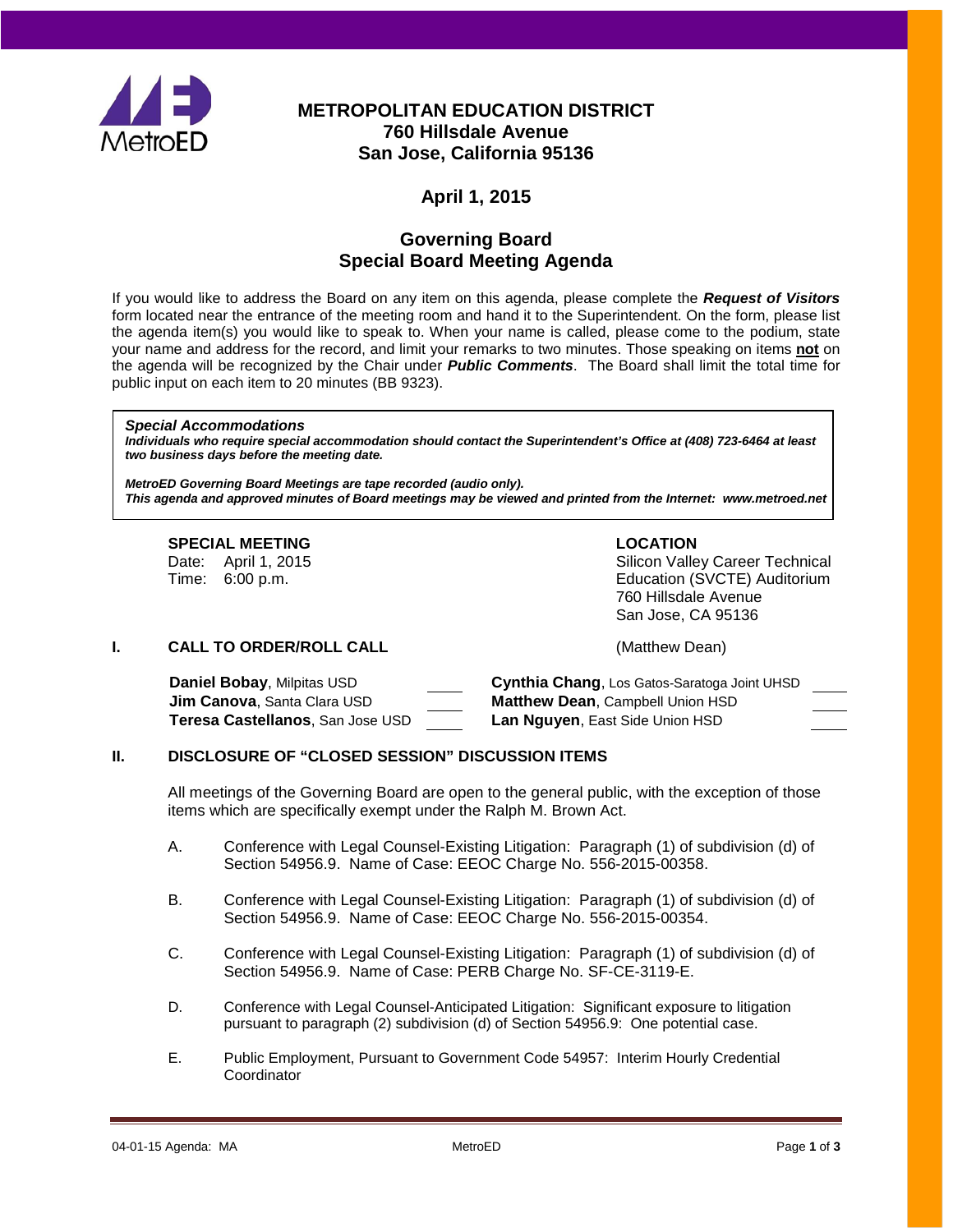# METROPOLITAN EDUCATION DISTRICT
## 760 Hillsdale Avenue
## San Jose, California 95136

## April 1, 2015

## Governing Board
## Special Board Meeting Agenda

If you would like to address the Board on any item on this agenda, please complete the ***Request of Visitors*** form located near the entrance of the meeting room and hand it to the Superintendent. On the form, please list the agenda item(s) you would like to speak to. When your name is called, please come to the podium, state your name and address for the record, and limit your remarks to two minutes. Those speaking on items **not** on the agenda will be recognized by the Chair under ***Public Comments***. The Board shall limit the total time for public input on each item to 20 minutes (BB 9323).

> ***Special Accommodations***
> ***Individuals who require special accommodation should contact the Superintendent's Office at (408) 723-6464 at least two business days before the meeting date.***
>
> ***MetroED Governing Board Meetings are tape recorded (audio only).***
> ***This agenda and approved minutes of Board meetings may be viewed and printed from the Internet: www.metroed.net***

**SPECIAL MEETING**
Date: April 1, 2015
Time: 6:00 p.m.

**LOCATION**
Silicon Valley Career Technical Education (SVCTE) Auditorium
760 Hillsdale Avenue
San Jose, CA 95136

## I. CALL TO ORDER/ROLL CALL

(Matthew Dean)

| | | | |
|---|---|---|---|
| **Daniel Bobay**, Milpitas USD | ____ | **Cynthia Chang**, Los Gatos-Saratoga Joint UHSD | ____ |
| **Jim Canova**, Santa Clara USD | ____ | **Matthew Dean**, Campbell Union HSD | ____ |
| **Teresa Castellanos**, San Jose USD | ____ | **Lan Nguyen**, East Side Union HSD | ____ |

## II. DISCLOSURE OF "CLOSED SESSION" DISCUSSION ITEMS

All meetings of the Governing Board are open to the general public, with the exception of those items which are specifically exempt under the Ralph M. Brown Act.

A. Conference with Legal Counsel-Existing Litigation: Paragraph (1) of subdivision (d) of Section 54956.9. Name of Case: EEOC Charge No. 556-2015-00358.

B. Conference with Legal Counsel-Existing Litigation: Paragraph (1) of subdivision (d) of Section 54956.9. Name of Case: EEOC Charge No. 556-2015-00354.

C. Conference with Legal Counsel-Existing Litigation: Paragraph (1) of subdivision (d) of Section 54956.9. Name of Case: PERB Charge No. SF-CE-3119-E.

D. Conference with Legal Counsel-Anticipated Litigation: Significant exposure to litigation pursuant to paragraph (2) subdivision (d) of Section 54956.9: One potential case.

E. Public Employment, Pursuant to Government Code 54957: Interim Hourly Credential Coordinator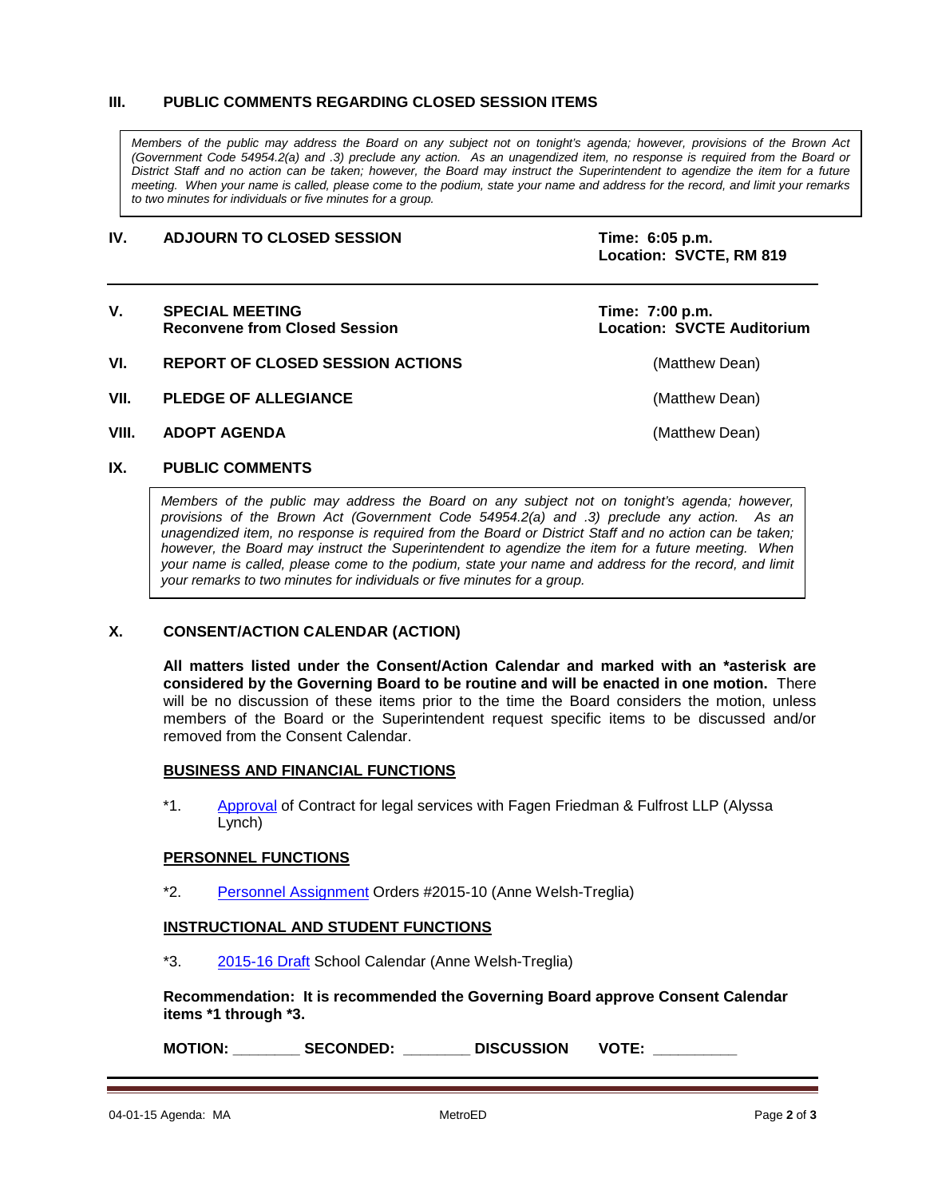## III. PUBLIC COMMENTS REGARDING CLOSED SESSION ITEMS

*Members of the public may address the Board on any subject not on tonight's agenda; however, provisions of the Brown Act (Government Code 54954.2(a) and .3) preclude any action. As an unagendized item, no response is required from the Board or District Staff and no action can be taken; however, the Board may instruct the Superintendent to agendize the item for a future meeting. When your name is called, please come to the podium, state your name and address for the record, and limit your remarks to two minutes for individuals or five minutes for a group.*

## IV. ADJOURN TO CLOSED SESSION

**Time: 6:05 p.m.**
**Location: SVCTE, RM 819**

---

## V. SPECIAL MEETING
**Reconvene from Closed Session**

**Time: 7:00 p.m.**
**Location: SVCTE Auditorium**

## VI. REPORT OF CLOSED SESSION ACTIONS

(Matthew Dean)

## VII. PLEDGE OF ALLEGIANCE

(Matthew Dean)

## VIII. ADOPT AGENDA

(Matthew Dean)

## IX. PUBLIC COMMENTS

*Members of the public may address the Board on any subject not on tonight's agenda; however, provisions of the Brown Act (Government Code 54954.2(a) and .3) preclude any action. As an unagendized item, no response is required from the Board or District Staff and no action can be taken; however, the Board may instruct the Superintendent to agendize the item for a future meeting. When your name is called, please come to the podium, state your name and address for the record, and limit your remarks to two minutes for individuals or five minutes for a group.*

## X. CONSENT/ACTION CALENDAR (ACTION)

**All matters listed under the Consent/Action Calendar and marked with an *asterisk are considered by the Governing Board to be routine and will be enacted in one motion.** There will be no discussion of these items prior to the time the Board considers the motion, unless members of the Board or the Superintendent request specific items to be discussed and/or removed from the Consent Calendar.

**BUSINESS AND FINANCIAL FUNCTIONS**

*1. Approval of Contract for legal services with Fagen Friedman & Fulfrost LLP (Alyssa Lynch)

**PERSONNEL FUNCTIONS**

*2. Personnel Assignment Orders #2015-10 (Anne Welsh-Treglia)

**INSTRUCTIONAL AND STUDENT FUNCTIONS**

*3. 2015-16 Draft School Calendar (Anne Welsh-Treglia)

**Recommendation: It is recommended the Governing Board approve Consent Calendar items *1 through *3.**

**MOTION:** ________ **SECONDED:** ________ **DISCUSSION** **VOTE:** __________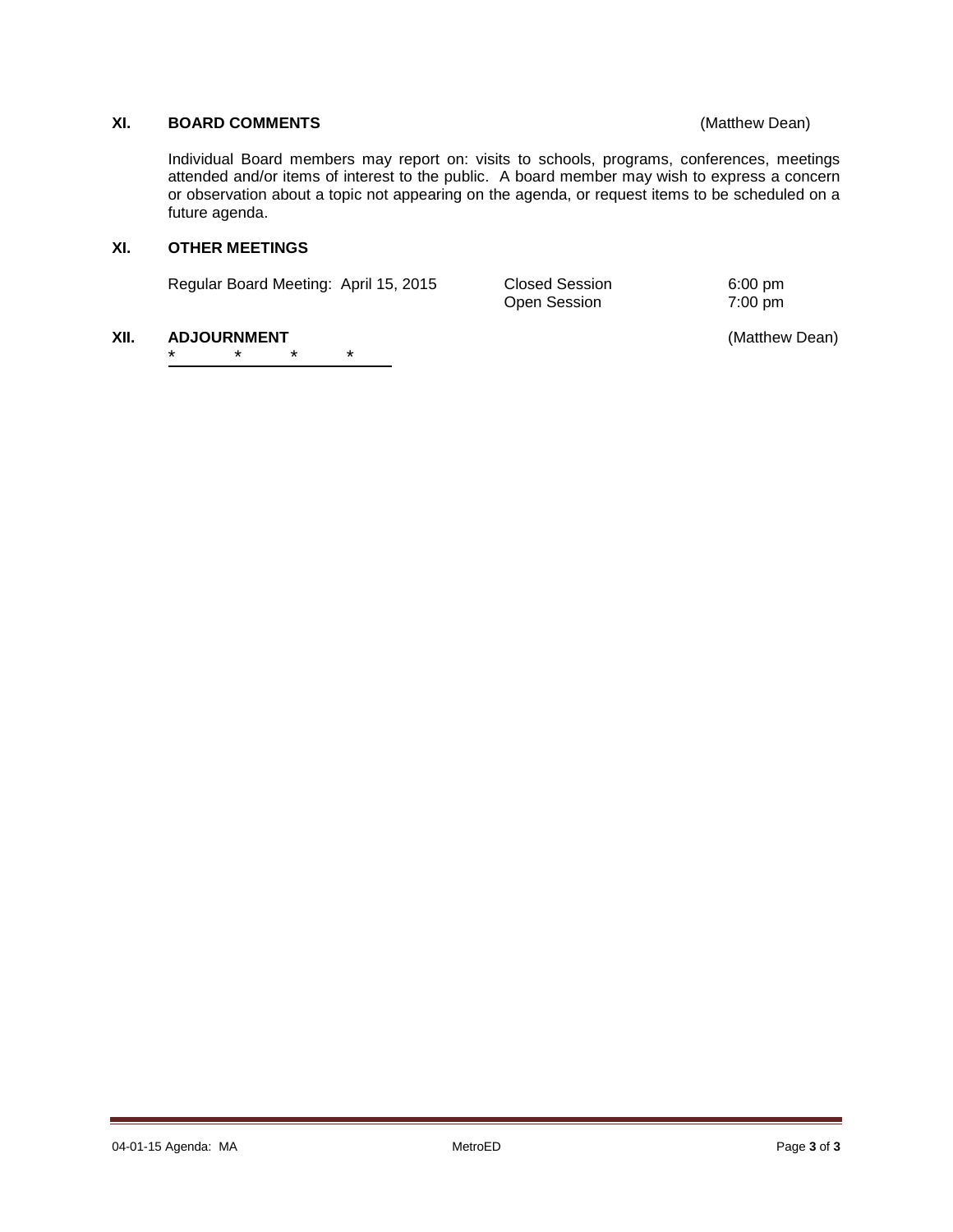## XI. BOARD COMMENTS (Matthew Dean)

Individual Board members may report on: visits to schools, programs, conferences, meetings attended and/or items of interest to the public. A board member may wish to express a concern or observation about a topic not appearing on the agenda, or request items to be scheduled on a future agenda.

## XI. OTHER MEETINGS

| | | |
|---|---|---|
| Regular Board Meeting: April 15, 2015 | Closed Session | 6:00 pm |
| | Open Session | 7:00 pm |

## XII. ADJOURNMENT (Matthew Dean)

\* \* \* \*